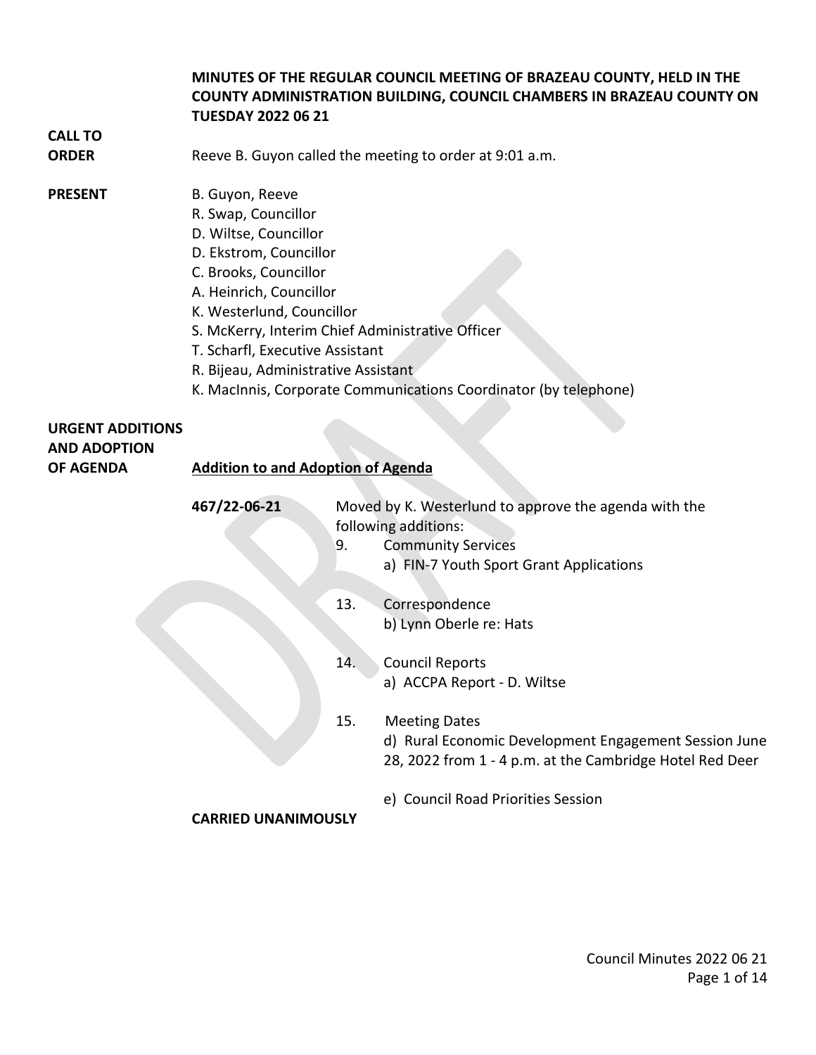**MINUTES OF THE REGULAR COUNCIL MEETING OF BRAZEAU COUNTY, HELD IN THE COUNTY ADMINISTRATION BUILDING, COUNCIL CHAMBERS IN BRAZEAU COUNTY ON TUESDAY 2022 06 21**

**CALL TO ORDER**

Reeve B. Guyon called the meeting to order at 9:01 a.m.

**PRESENT**

B. Guyon, Reeve
R. Swap, Councillor
D. Wiltse, Councillor
D. Ekstrom, Councillor
C. Brooks, Councillor
A. Heinrich, Councillor
K. Westerlund, Councillor
S. McKerry, Interim Chief Administrative Officer
T. Scharfl, Executive Assistant
R. Bijeau, Administrative Assistant
K. MacInnis, Corporate Communications Coordinator (by telephone)

**URGENT ADDITIONS AND ADOPTION OF AGENDA**

**Addition to and Adoption of Agenda**

**467/22-06-21** Moved by K. Westerlund to approve the agenda with the following additions:

9. Community Services
   a) FIN-7 Youth Sport Grant Applications

13. Correspondence
   b) Lynn Oberle re: Hats

14. Council Reports
   a) ACCPA Report - D. Wiltse

15. Meeting Dates
   d) Rural Economic Development Engagement Session June 28, 2022 from 1 - 4 p.m. at the Cambridge Hotel Red Deer

   e) Council Road Priorities Session

**CARRIED UNANIMOUSLY**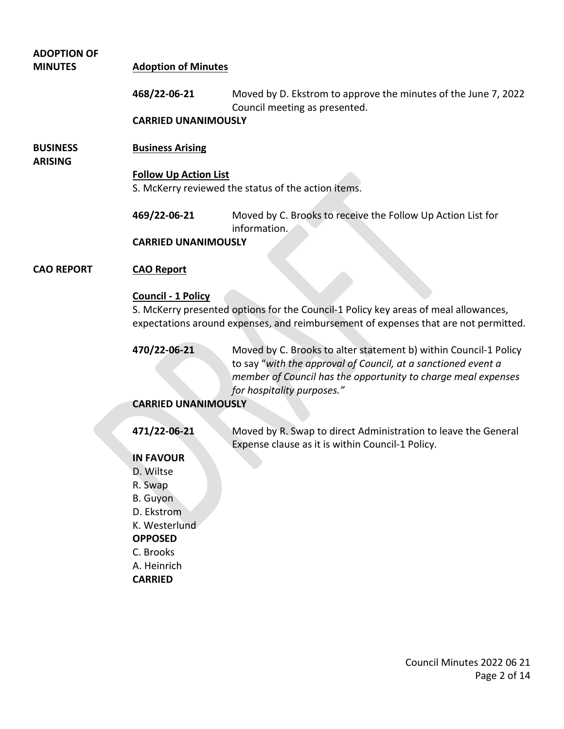**ADOPTION OF MINUTES**

**Adoption of Minutes**

**468/22-06-21** Moved by D. Ekstrom to approve the minutes of the June 7, 2022 Council meeting as presented.

**CARRIED UNANIMOUSLY**

**BUSINESS ARISING**

**Business Arising**

**Follow Up Action List**

S. McKerry reviewed the status of the action items.

**469/22-06-21** Moved by C. Brooks to receive the Follow Up Action List for information.

**CARRIED UNANIMOUSLY**

**CAO REPORT**

**CAO Report**

**Council - 1 Policy**

S. McKerry presented options for the Council-1 Policy key areas of meal allowances, expectations around expenses, and reimbursement of expenses that are not permitted.

**470/22-06-21** Moved by C. Brooks to alter statement b) within Council-1 Policy to say "*with the approval of Council, at a sanctioned event a member of Council has the opportunity to charge meal expenses for hospitality purposes.*"

**CARRIED UNANIMOUSLY**

**471/22-06-21** Moved by R. Swap to direct Administration to leave the General Expense clause as it is within Council-1 Policy.

**IN FAVOUR**

D. Wiltse
R. Swap
B. Guyon
D. Ekstrom
K. Westerlund

**OPPOSED**

C. Brooks
A. Heinrich

**CARRIED**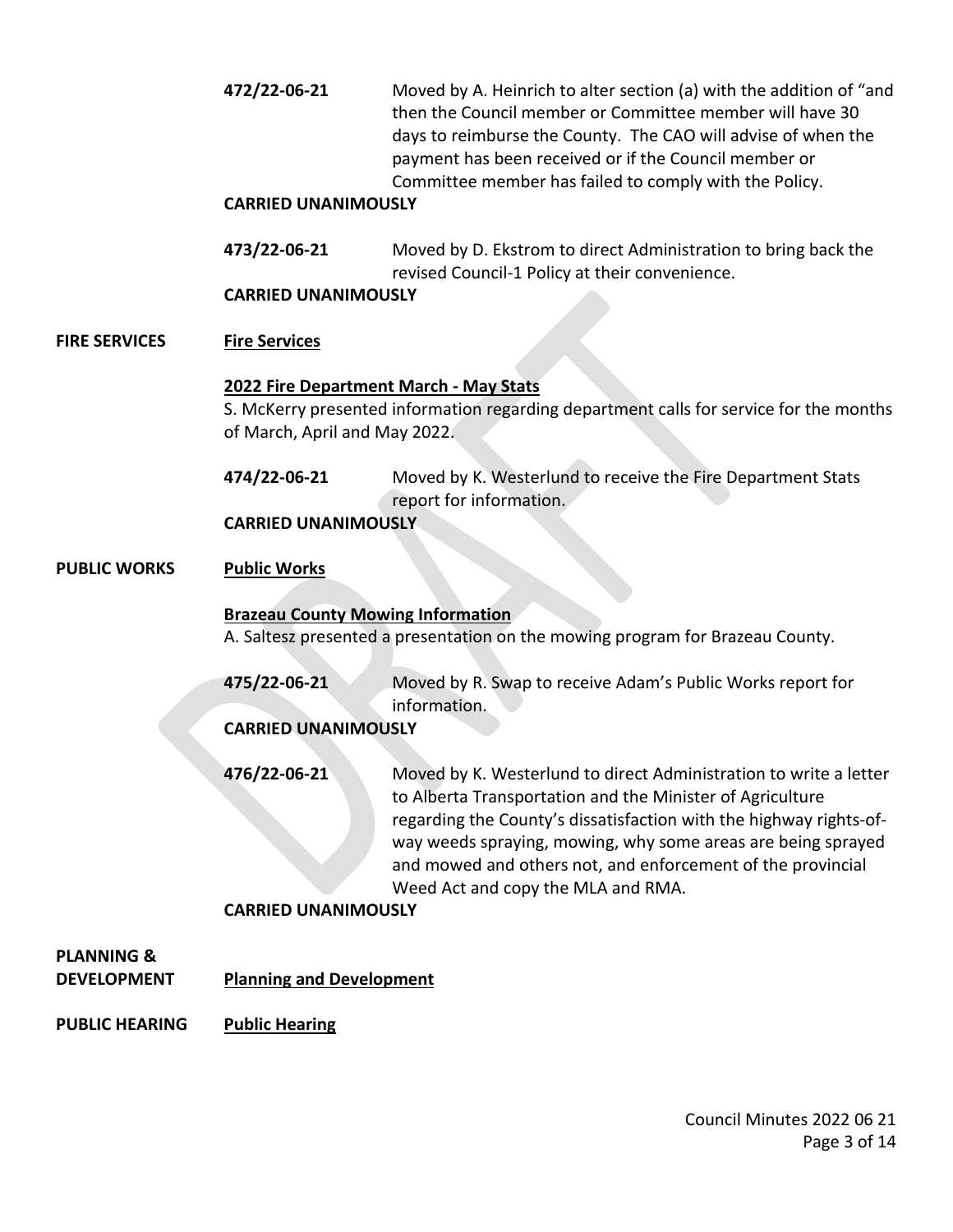**472/22-06-21** Moved by A. Heinrich to alter section (a) with the addition of "and then the Council member or Committee member will have 30 days to reimburse the County. The CAO will advise of when the payment has been received or if the Council member or Committee member has failed to comply with the Policy.

**CARRIED UNANIMOUSLY**

**473/22-06-21** Moved by D. Ekstrom to direct Administration to bring back the revised Council-1 Policy at their convenience.

**CARRIED UNANIMOUSLY**

## FIRE SERVICES

### Fire Services

**2022 Fire Department March - May Stats**

S. McKerry presented information regarding department calls for service for the months of March, April and May 2022.

**474/22-06-21** Moved by K. Westerlund to receive the Fire Department Stats report for information.

**CARRIED UNANIMOUSLY**

## PUBLIC WORKS

### Public Works

**Brazeau County Mowing Information**

A. Saltesz presented a presentation on the mowing program for Brazeau County.

**475/22-06-21** Moved by R. Swap to receive Adam's Public Works report for information.

**CARRIED UNANIMOUSLY**

**476/22-06-21** Moved by K. Westerlund to direct Administration to write a letter to Alberta Transportation and the Minister of Agriculture regarding the County's dissatisfaction with the highway rights-of-way weeds spraying, mowing, why some areas are being sprayed and mowed and others not, and enforcement of the provincial Weed Act and copy the MLA and RMA.

**CARRIED UNANIMOUSLY**

## PLANNING & DEVELOPMENT

### Planning and Development

## PUBLIC HEARING

### Public Hearing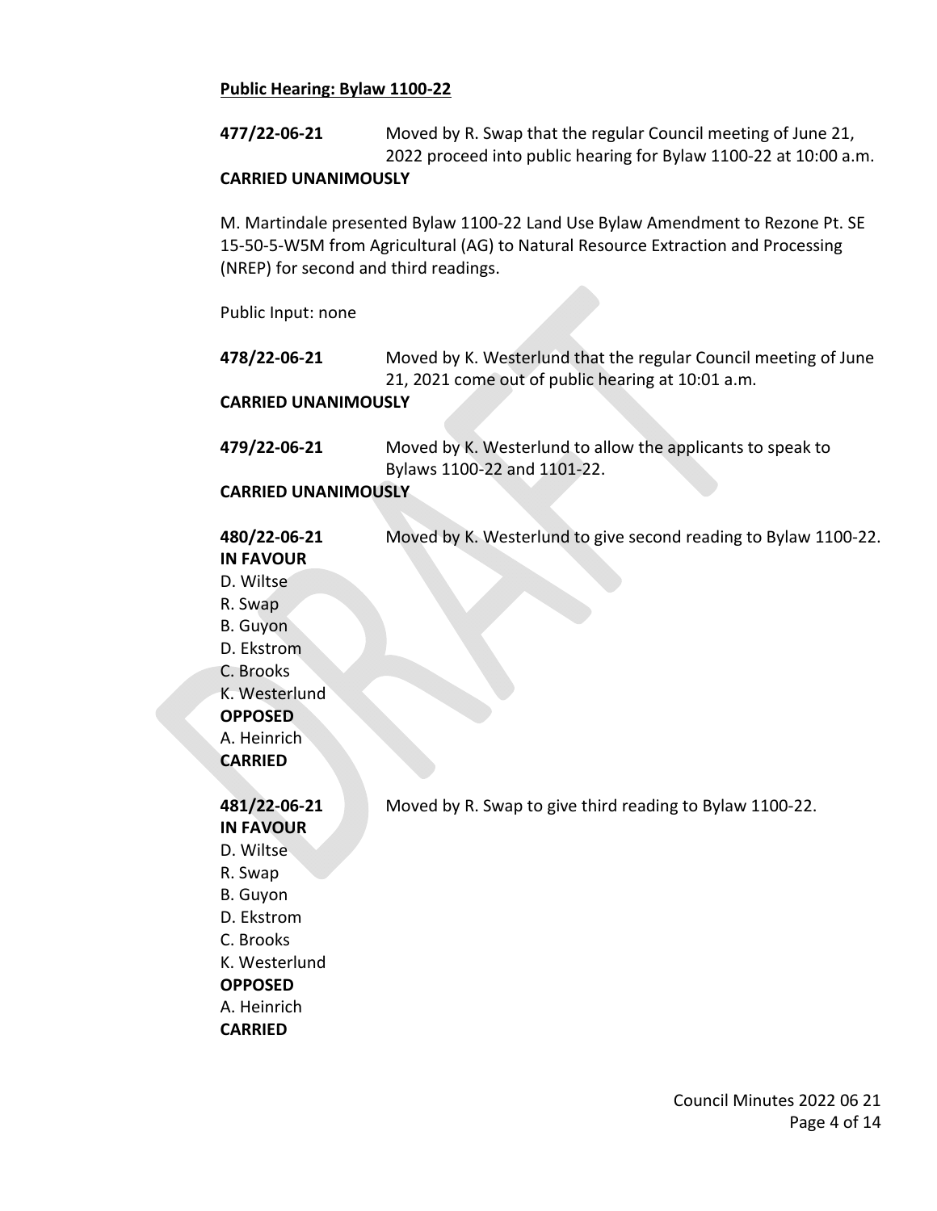**Public Hearing: Bylaw 1100-22**

**477/22-06-21** Moved by R. Swap that the regular Council meeting of June 21, 2022 proceed into public hearing for Bylaw 1100-22 at 10:00 a.m.

**CARRIED UNANIMOUSLY**

M. Martindale presented Bylaw 1100-22 Land Use Bylaw Amendment to Rezone Pt. SE 15-50-5-W5M from Agricultural (AG) to Natural Resource Extraction and Processing (NREP) for second and third readings.

Public Input: none

**478/22-06-21** Moved by K. Westerlund that the regular Council meeting of June 21, 2021 come out of public hearing at 10:01 a.m.

**CARRIED UNANIMOUSLY**

**479/22-06-21** Moved by K. Westerlund to allow the applicants to speak to Bylaws 1100-22 and 1101-22.

**CARRIED UNANIMOUSLY**

**480/22-06-21** Moved by K. Westerlund to give second reading to Bylaw 1100-22.

**IN FAVOUR**
D. Wiltse
R. Swap
B. Guyon
D. Ekstrom
C. Brooks
K. Westerlund
**OPPOSED**
A. Heinrich
**CARRIED**

**481/22-06-21** Moved by R. Swap to give third reading to Bylaw 1100-22.

**IN FAVOUR**
D. Wiltse
R. Swap
B. Guyon
D. Ekstrom
C. Brooks
K. Westerlund
**OPPOSED**
A. Heinrich
**CARRIED**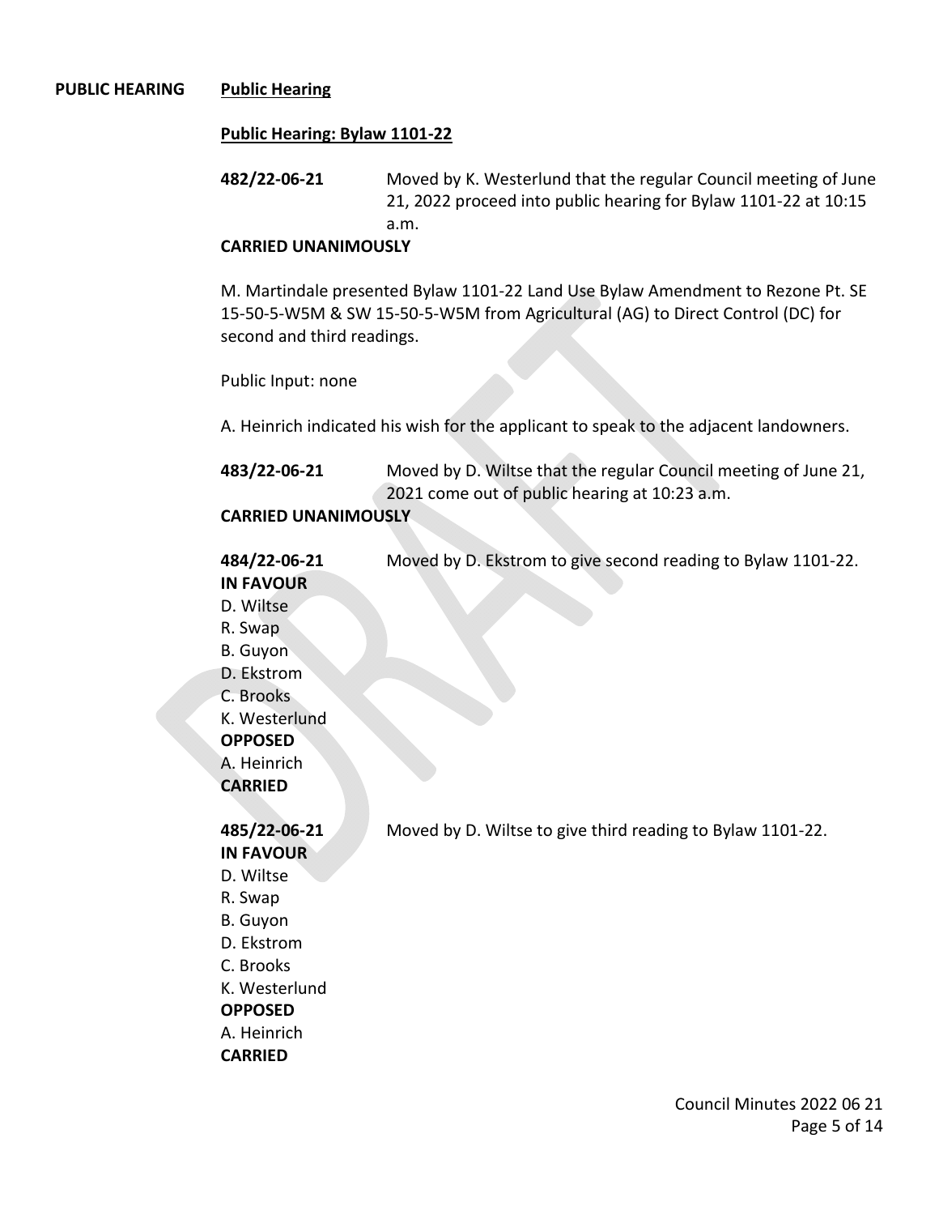**PUBLIC HEARING** **Public Hearing**

**Public Hearing: Bylaw 1101-22**

**482/22-06-21** Moved by K. Westerlund that the regular Council meeting of June 21, 2022 proceed into public hearing for Bylaw 1101-22 at 10:15 a.m.

**CARRIED UNANIMOUSLY**

M. Martindale presented Bylaw 1101-22 Land Use Bylaw Amendment to Rezone Pt. SE 15-50-5-W5M & SW 15-50-5-W5M from Agricultural (AG) to Direct Control (DC) for second and third readings.

Public Input: none

A. Heinrich indicated his wish for the applicant to speak to the adjacent landowners.

**483/22-06-21** Moved by D. Wiltse that the regular Council meeting of June 21, 2021 come out of public hearing at 10:23 a.m.

**CARRIED UNANIMOUSLY**

**484/22-06-21** Moved by D. Ekstrom to give second reading to Bylaw 1101-22.

**IN FAVOUR**
D. Wiltse
R. Swap
B. Guyon
D. Ekstrom
C. Brooks
K. Westerlund

**OPPOSED**
A. Heinrich

**CARRIED**

**485/22-06-21** Moved by D. Wiltse to give third reading to Bylaw 1101-22.

**IN FAVOUR**
D. Wiltse
R. Swap
B. Guyon
D. Ekstrom
C. Brooks
K. Westerlund

**OPPOSED**
A. Heinrich

**CARRIED**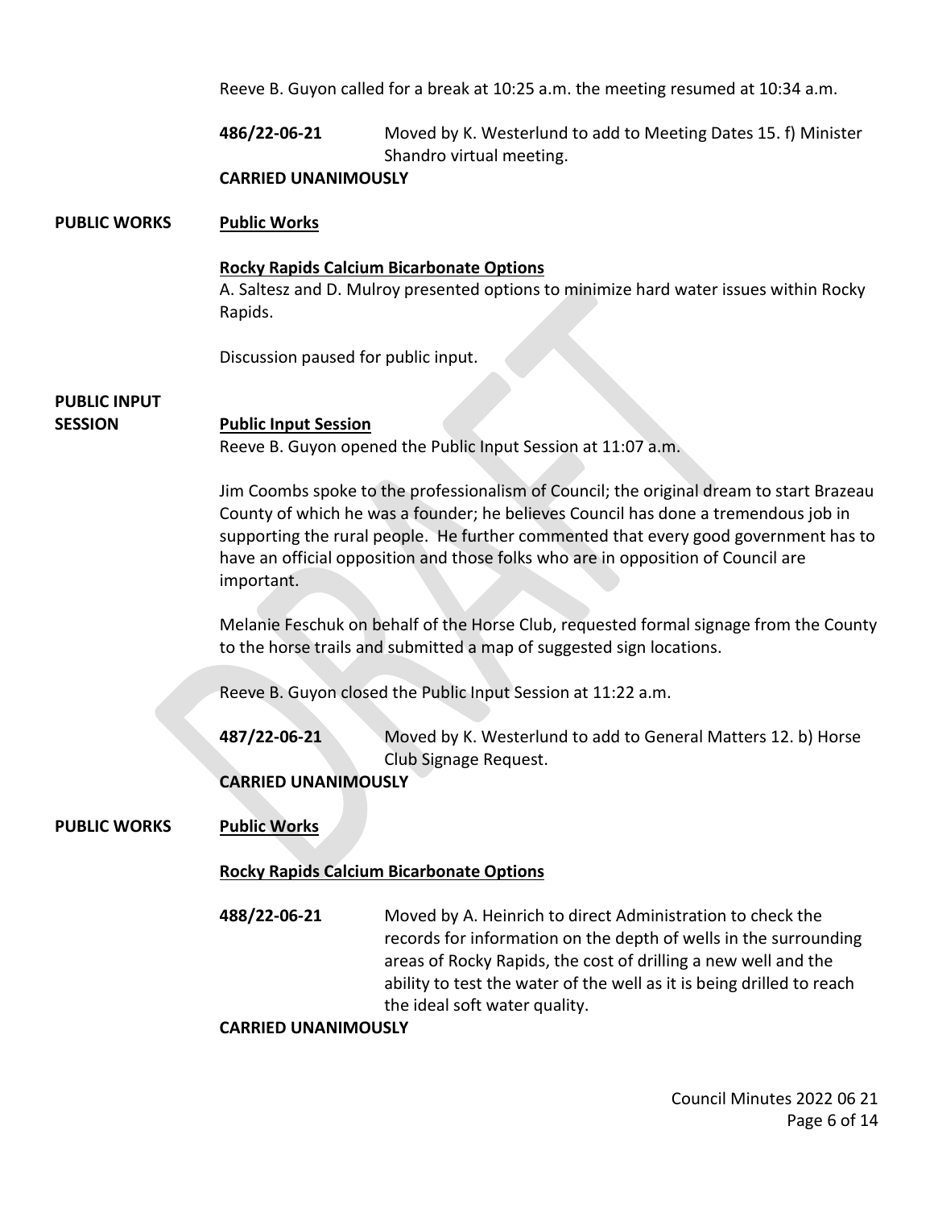Reeve B. Guyon called for a break at 10:25 a.m. the meeting resumed at 10:34 a.m.

**486/22-06-21** Moved by K. Westerlund to add to Meeting Dates 15. f) Minister Shandro virtual meeting.

**CARRIED UNANIMOUSLY**

**PUBLIC WORKS**

**Public Works**

**Rocky Rapids Calcium Bicarbonate Options**

A. Saltesz and D. Mulroy presented options to minimize hard water issues within Rocky Rapids.

Discussion paused for public input.

**PUBLIC INPUT SESSION**

**Public Input Session**

Reeve B. Guyon opened the Public Input Session at 11:07 a.m.

Jim Coombs spoke to the professionalism of Council; the original dream to start Brazeau County of which he was a founder; he believes Council has done a tremendous job in supporting the rural people. He further commented that every good government has to have an official opposition and those folks who are in opposition of Council are important.

Melanie Feschuk on behalf of the Horse Club, requested formal signage from the County to the horse trails and submitted a map of suggested sign locations.

Reeve B. Guyon closed the Public Input Session at 11:22 a.m.

**487/22-06-21** Moved by K. Westerlund to add to General Matters 12. b) Horse Club Signage Request.

**CARRIED UNANIMOUSLY**

**PUBLIC WORKS**

**Public Works**

**Rocky Rapids Calcium Bicarbonate Options**

**488/22-06-21** Moved by A. Heinrich to direct Administration to check the records for information on the depth of wells in the surrounding areas of Rocky Rapids, the cost of drilling a new well and the ability to test the water of the well as it is being drilled to reach the ideal soft water quality.

**CARRIED UNANIMOUSLY**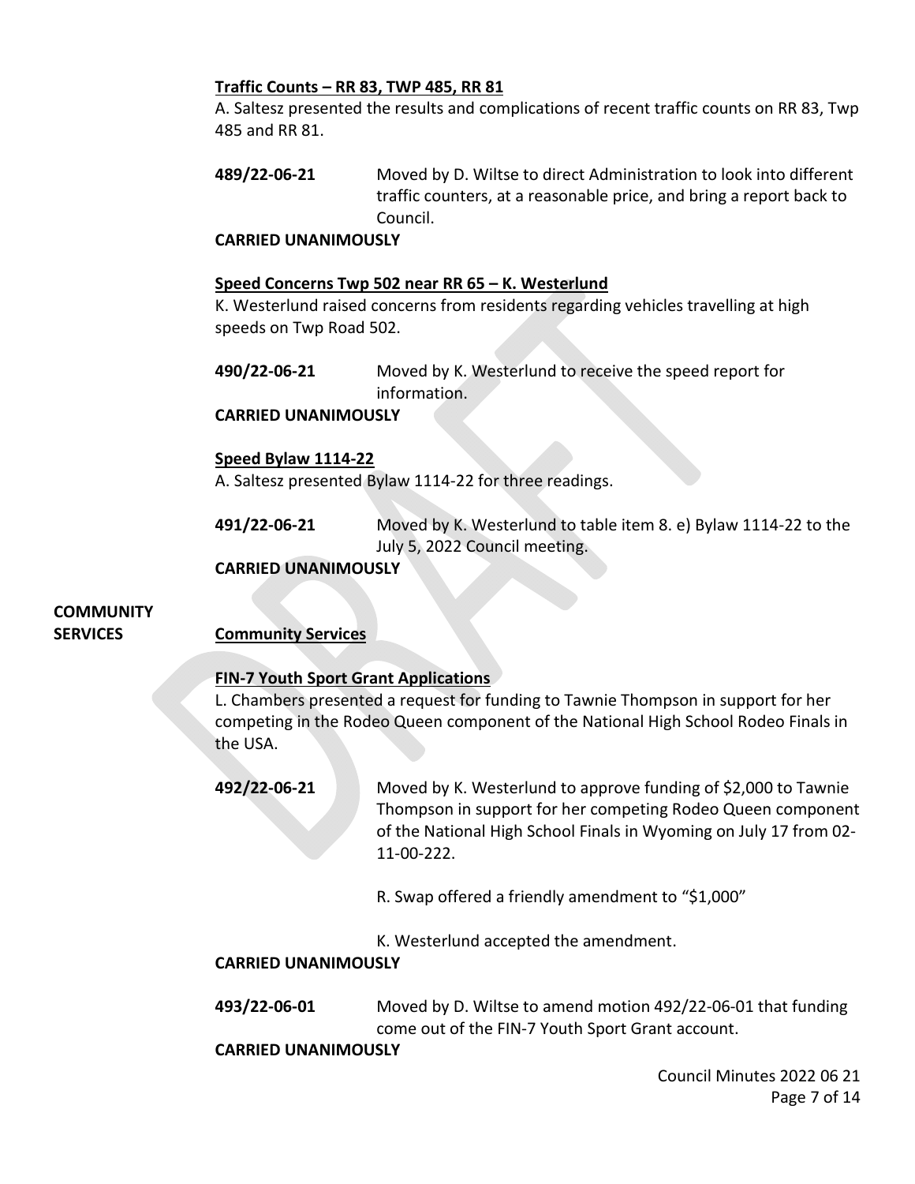#### Traffic Counts – RR 83, TWP 485, RR 81

A. Saltesz presented the results and complications of recent traffic counts on RR 83, Twp 485 and RR 81.

**489/22-06-21** Moved by D. Wiltse to direct Administration to look into different traffic counters, at a reasonable price, and bring a report back to Council.

**CARRIED UNANIMOUSLY**

#### Speed Concerns Twp 502 near RR 65 – K. Westerlund

K. Westerlund raised concerns from residents regarding vehicles travelling at high speeds on Twp Road 502.

**490/22-06-21** Moved by K. Westerlund to receive the speed report for information.

**CARRIED UNANIMOUSLY**

#### Speed Bylaw 1114-22

A. Saltesz presented Bylaw 1114-22 for three readings.

**491/22-06-21** Moved by K. Westerlund to table item 8. e) Bylaw 1114-22 to the July 5, 2022 Council meeting.

**CARRIED UNANIMOUSLY**

## COMMUNITY SERVICES

#### Community Services

#### FIN-7 Youth Sport Grant Applications

L. Chambers presented a request for funding to Tawnie Thompson in support for her competing in the Rodeo Queen component of the National High School Rodeo Finals in the USA.

**492/22-06-21** Moved by K. Westerlund to approve funding of $2,000 to Tawnie Thompson in support for her competing Rodeo Queen component of the National High School Finals in Wyoming on July 17 from 02-11-00-222.

R. Swap offered a friendly amendment to "$1,000"

K. Westerlund accepted the amendment.

**CARRIED UNANIMOUSLY**

**493/22-06-01** Moved by D. Wiltse to amend motion 492/22-06-01 that funding come out of the FIN-7 Youth Sport Grant account.

**CARRIED UNANIMOUSLY**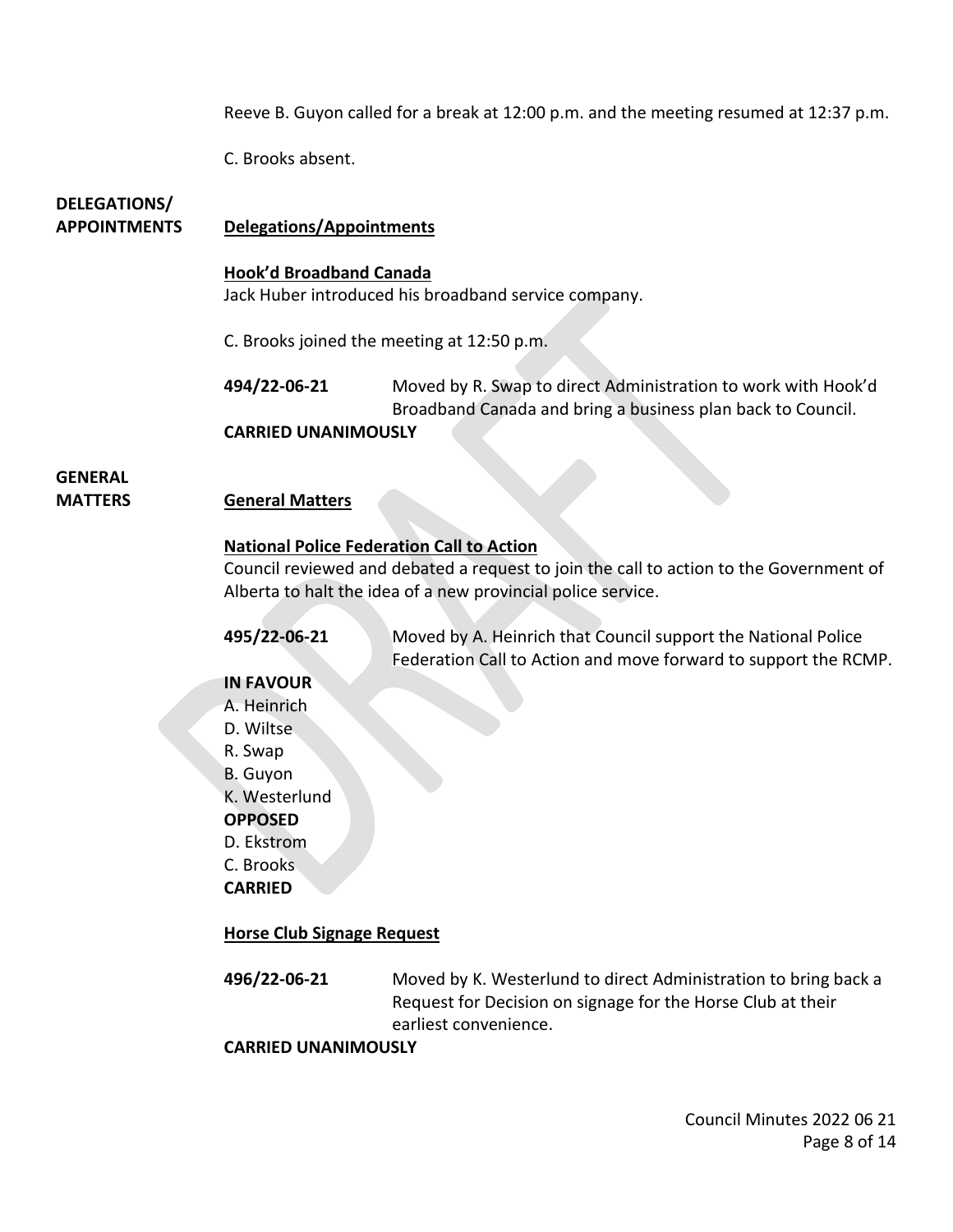Reeve B. Guyon called for a break at 12:00 p.m. and the meeting resumed at 12:37 p.m.

C. Brooks absent.

## DELEGATIONS/ APPOINTMENTS

### Delegations/Appointments

**Hook'd Broadband Canada**

Jack Huber introduced his broadband service company.

C. Brooks joined the meeting at 12:50 p.m.

**494/22-06-21** Moved by R. Swap to direct Administration to work with Hook'd Broadband Canada and bring a business plan back to Council.

**CARRIED UNANIMOUSLY**

## GENERAL MATTERS

### General Matters

**National Police Federation Call to Action**

Council reviewed and debated a request to join the call to action to the Government of Alberta to halt the idea of a new provincial police service.

**495/22-06-21** Moved by A. Heinrich that Council support the National Police Federation Call to Action and move forward to support the RCMP.

**IN FAVOUR**
A. Heinrich
D. Wiltse
R. Swap
B. Guyon
K. Westerlund

**OPPOSED**
D. Ekstrom
C. Brooks

**CARRIED**

**Horse Club Signage Request**

**496/22-06-21** Moved by K. Westerlund to direct Administration to bring back a Request for Decision on signage for the Horse Club at their earliest convenience.

**CARRIED UNANIMOUSLY**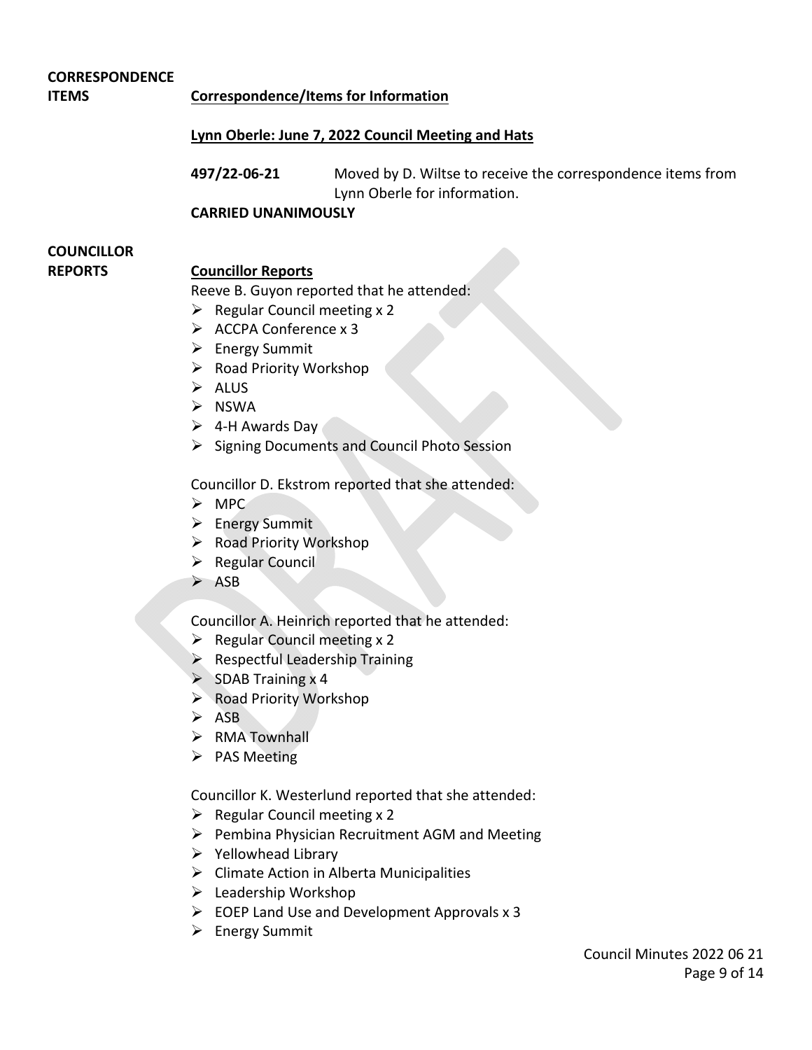**CORRESPONDENCE ITEMS**

**Correspondence/Items for Information**

**Lynn Oberle: June 7, 2022 Council Meeting and Hats**

**497/22-06-21** Moved by D. Wiltse to receive the correspondence items from Lynn Oberle for information.

**CARRIED UNANIMOUSLY**

**COUNCILLOR REPORTS**

**Councillor Reports**

Reeve B. Guyon reported that he attended:

- Regular Council meeting x 2
- ACCPA Conference x 3
- Energy Summit
- Road Priority Workshop
- ALUS
- NSWA
- 4-H Awards Day
- Signing Documents and Council Photo Session

Councillor D. Ekstrom reported that she attended:

- MPC
- Energy Summit
- Road Priority Workshop
- Regular Council
- ASB

Councillor A. Heinrich reported that he attended:

- Regular Council meeting x 2
- Respectful Leadership Training
- SDAB Training x 4
- Road Priority Workshop
- ASB
- RMA Townhall
- PAS Meeting

Councillor K. Westerlund reported that she attended:

- Regular Council meeting x 2
- Pembina Physician Recruitment AGM and Meeting
- Yellowhead Library
- Climate Action in Alberta Municipalities
- Leadership Workshop
- EOEP Land Use and Development Approvals x 3
- Energy Summit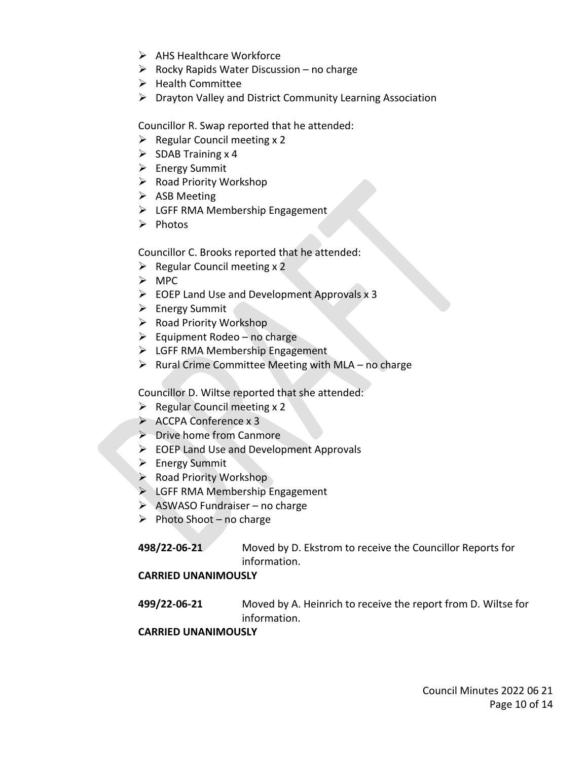- AHS Healthcare Workforce
- Rocky Rapids Water Discussion – no charge
- Health Committee
- Drayton Valley and District Community Learning Association

Councillor R. Swap reported that he attended:

- Regular Council meeting x 2
- SDAB Training x 4
- Energy Summit
- Road Priority Workshop
- ASB Meeting
- LGFF RMA Membership Engagement
- Photos

Councillor C. Brooks reported that he attended:

- Regular Council meeting x 2
- MPC
- EOEP Land Use and Development Approvals x 3
- Energy Summit
- Road Priority Workshop
- Equipment Rodeo – no charge
- LGFF RMA Membership Engagement
- Rural Crime Committee Meeting with MLA – no charge

Councillor D. Wiltse reported that she attended:

- Regular Council meeting x 2
- ACCPA Conference x 3
- Drive home from Canmore
- EOEP Land Use and Development Approvals
- Energy Summit
- Road Priority Workshop
- LGFF RMA Membership Engagement
- ASWASO Fundraiser – no charge
- Photo Shoot – no charge

**498/22-06-21** Moved by D. Ekstrom to receive the Councillor Reports for information.

**CARRIED UNANIMOUSLY**

**499/22-06-21** Moved by A. Heinrich to receive the report from D. Wiltse for information.

**CARRIED UNANIMOUSLY**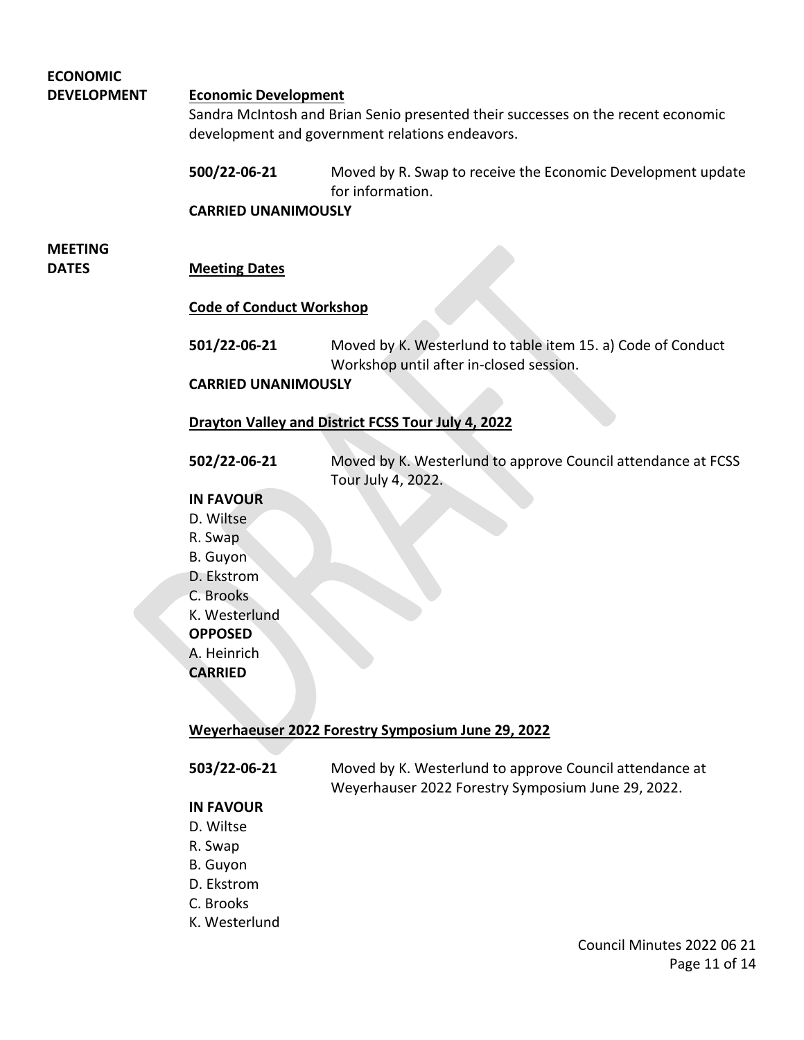**ECONOMIC DEVELOPMENT**

**Economic Development**

Sandra McIntosh and Brian Senio presented their successes on the recent economic development and government relations endeavors.

**500/22-06-21** Moved by R. Swap to receive the Economic Development update for information.

**CARRIED UNANIMOUSLY**

**MEETING DATES**

**Meeting Dates**

**Code of Conduct Workshop**

**501/22-06-21** Moved by K. Westerlund to table item 15. a) Code of Conduct Workshop until after in-closed session.

**CARRIED UNANIMOUSLY**

**Drayton Valley and District FCSS Tour July 4, 2022**

**502/22-06-21** Moved by K. Westerlund to approve Council attendance at FCSS Tour July 4, 2022.

**IN FAVOUR**
D. Wiltse
R. Swap
B. Guyon
D. Ekstrom
C. Brooks
K. Westerlund
**OPPOSED**
A. Heinrich
**CARRIED**

**Weyerhaeuser 2022 Forestry Symposium June 29, 2022**

**503/22-06-21** Moved by K. Westerlund to approve Council attendance at Weyerhauser 2022 Forestry Symposium June 29, 2022.

**IN FAVOUR**
D. Wiltse
R. Swap
B. Guyon
D. Ekstrom
C. Brooks
K. Westerlund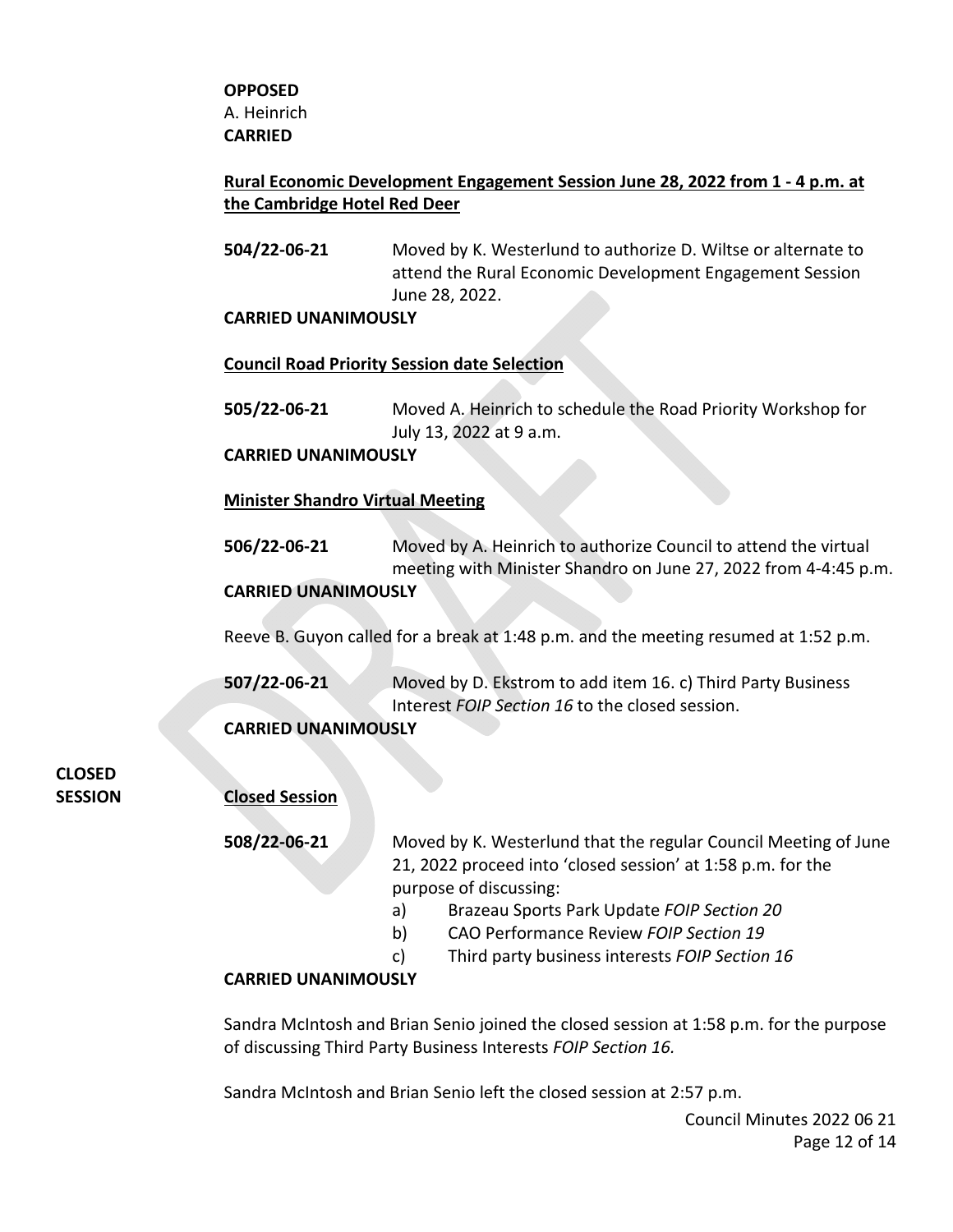**OPPOSED**
A. Heinrich
**CARRIED**

**Rural Economic Development Engagement Session June 28, 2022 from 1 - 4 p.m. at the Cambridge Hotel Red Deer**

**504/22-06-21** Moved by K. Westerlund to authorize D. Wiltse or alternate to attend the Rural Economic Development Engagement Session June 28, 2022.

**CARRIED UNANIMOUSLY**

**Council Road Priority Session date Selection**

**505/22-06-21** Moved A. Heinrich to schedule the Road Priority Workshop for July 13, 2022 at 9 a.m.

**CARRIED UNANIMOUSLY**

**Minister Shandro Virtual Meeting**

**506/22-06-21** Moved by A. Heinrich to authorize Council to attend the virtual meeting with Minister Shandro on June 27, 2022 from 4-4:45 p.m.

**CARRIED UNANIMOUSLY**

Reeve B. Guyon called for a break at 1:48 p.m. and the meeting resumed at 1:52 p.m.

**507/22-06-21** Moved by D. Ekstrom to add item 16. c) Third Party Business Interest *FOIP Section 16* to the closed session.

**CARRIED UNANIMOUSLY**

**CLOSED SESSION**

**Closed Session**

**508/22-06-21** Moved by K. Westerlund that the regular Council Meeting of June 21, 2022 proceed into 'closed session' at 1:58 p.m. for the purpose of discussing:

a) Brazeau Sports Park Update *FOIP Section 20*
b) CAO Performance Review *FOIP Section 19*
c) Third party business interests *FOIP Section 16*

**CARRIED UNANIMOUSLY**

Sandra McIntosh and Brian Senio joined the closed session at 1:58 p.m. for the purpose of discussing Third Party Business Interests *FOIP Section 16.*

Sandra McIntosh and Brian Senio left the closed session at 2:57 p.m.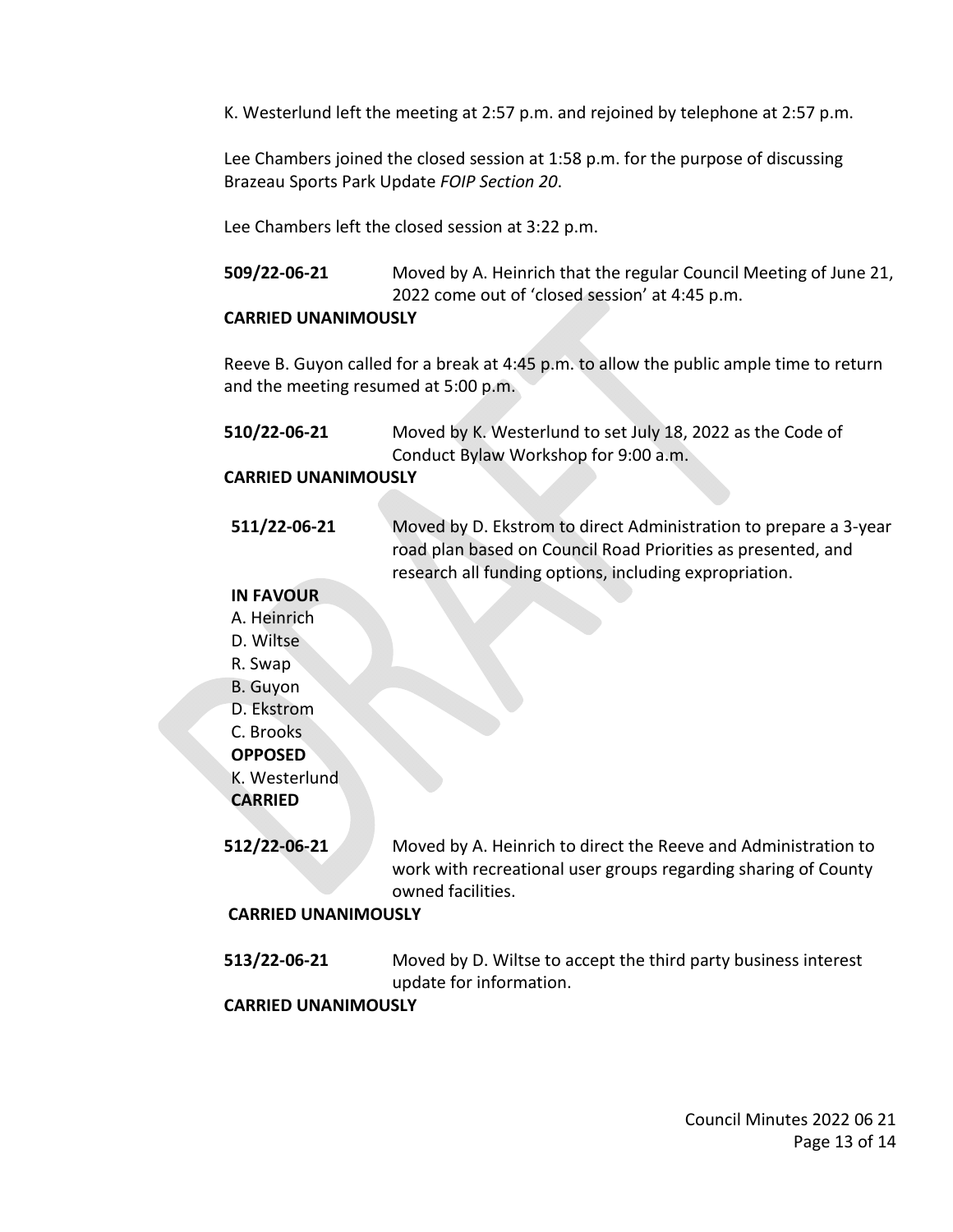K. Westerlund left the meeting at 2:57 p.m. and rejoined by telephone at 2:57 p.m.

Lee Chambers joined the closed session at 1:58 p.m. for the purpose of discussing Brazeau Sports Park Update *FOIP Section 20*.

Lee Chambers left the closed session at 3:22 p.m.

**509/22-06-21** Moved by A. Heinrich that the regular Council Meeting of June 21, 2022 come out of 'closed session' at 4:45 p.m.

**CARRIED UNANIMOUSLY**

Reeve B. Guyon called for a break at 4:45 p.m. to allow the public ample time to return and the meeting resumed at 5:00 p.m.

**510/22-06-21** Moved by K. Westerlund to set July 18, 2022 as the Code of Conduct Bylaw Workshop for 9:00 a.m.

**CARRIED UNANIMOUSLY**

**511/22-06-21** Moved by D. Ekstrom to direct Administration to prepare a 3-year road plan based on Council Road Priorities as presented, and research all funding options, including expropriation.

**IN FAVOUR**
A. Heinrich
D. Wiltse
R. Swap
B. Guyon
D. Ekstrom
C. Brooks

**OPPOSED**
K. Westerlund

**CARRIED**

**512/22-06-21** Moved by A. Heinrich to direct the Reeve and Administration to work with recreational user groups regarding sharing of County owned facilities.

**CARRIED UNANIMOUSLY**

**513/22-06-21** Moved by D. Wiltse to accept the third party business interest update for information.

**CARRIED UNANIMOUSLY**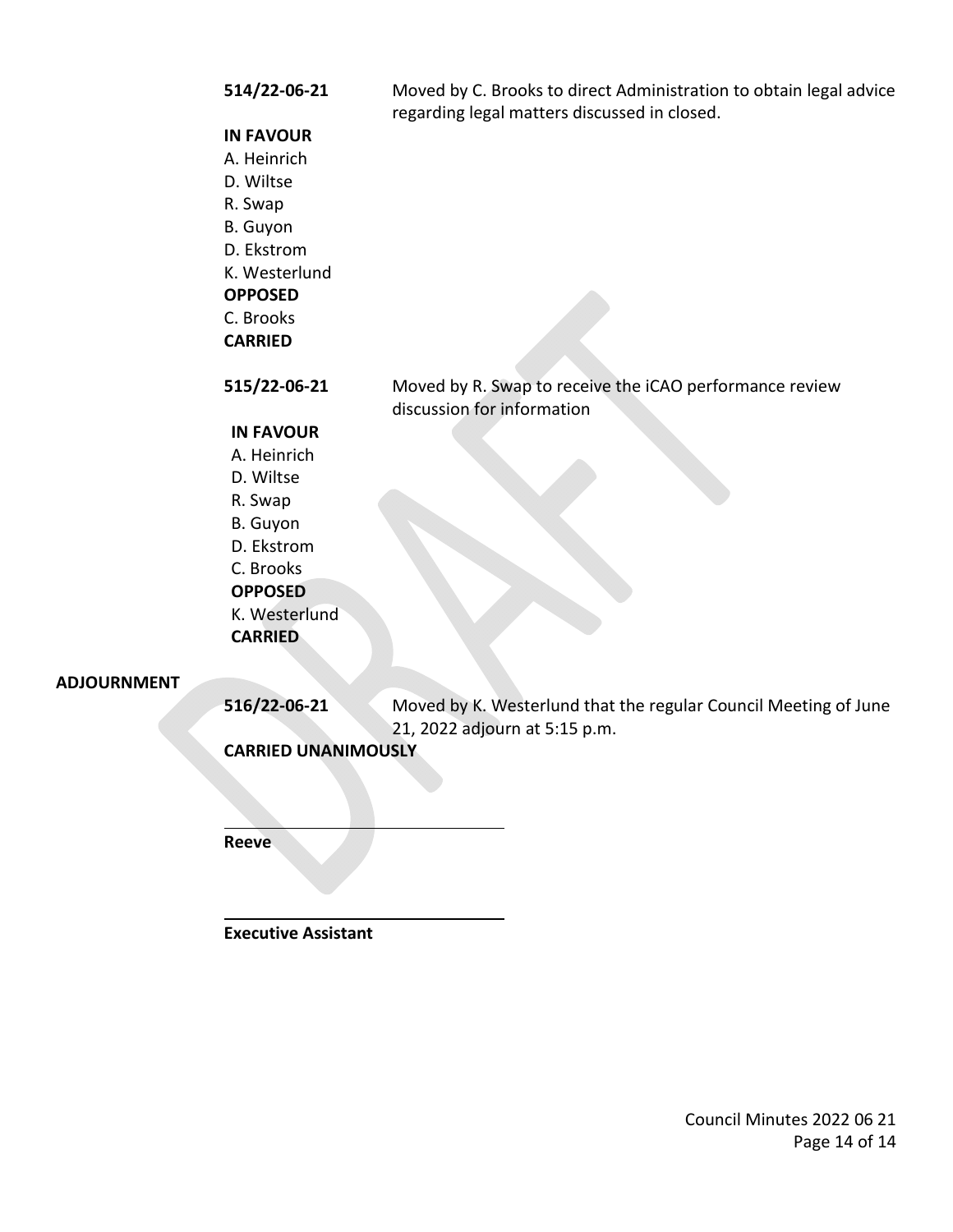**514/22-06-21** Moved by C. Brooks to direct Administration to obtain legal advice regarding legal matters discussed in closed.

**IN FAVOUR**
A. Heinrich
D. Wiltse
R. Swap
B. Guyon
D. Ekstrom
K. Westerlund
**OPPOSED**
C. Brooks
**CARRIED**

**515/22-06-21** Moved by R. Swap to receive the iCAO performance review discussion for information

**IN FAVOUR**
A. Heinrich
D. Wiltse
R. Swap
B. Guyon
D. Ekstrom
C. Brooks
**OPPOSED**
K. Westerlund
**CARRIED**

**ADJOURNMENT**

**516/22-06-21** Moved by K. Westerlund that the regular Council Meeting of June 21, 2022 adjourn at 5:15 p.m.

**CARRIED UNANIMOUSLY**

\_\_\_\_\_\_\_\_\_\_\_\_\_\_\_\_\_\_\_\_\_\_\_\_\_\_\_\_\_\_
**Reeve**

\_\_\_\_\_\_\_\_\_\_\_\_\_\_\_\_\_\_\_\_\_\_\_\_\_\_\_\_\_\_
**Executive Assistant**